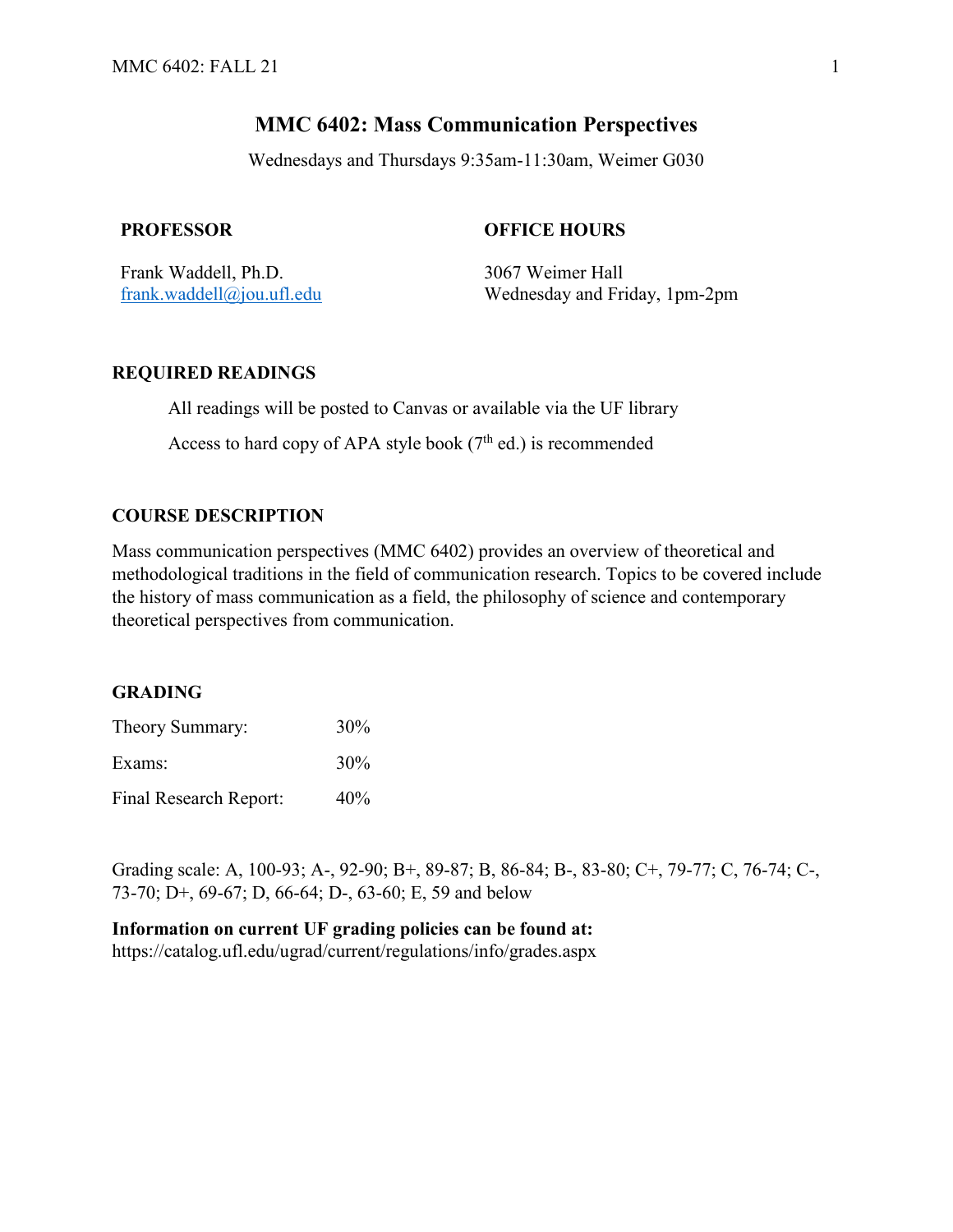# MMC 6402: Mass Communication Perspectives

Wednesdays and Thursdays 9:35am-11:30am, Weimer G030

**PROFESSOR**

Frank Waddell, Ph.D.
frank.waddell@jou.ufl.edu

**OFFICE HOURS**

3067 Weimer Hall
Wednesday and Friday, 1pm-2pm

## REQUIRED READINGS

All readings will be posted to Canvas or available via the UF library

Access to hard copy of APA style book (7th ed.) is recommended

## COURSE DESCRIPTION

Mass communication perspectives (MMC 6402) provides an overview of theoretical and methodological traditions in the field of communication research. Topics to be covered include the history of mass communication as a field, the philosophy of science and contemporary theoretical perspectives from communication.

## GRADING

| | |
|---|---|
| Theory Summary: | 30% |
| Exams: | 30% |
| Final Research Report: | 40% |

Grading scale: A, 100-93; A-, 92-90; B+, 89-87; B, 86-84; B-, 83-80; C+, 79-77; C, 76-74; C-, 73-70; D+, 69-67; D, 66-64; D-, 63-60; E, 59 and below

**Information on current UF grading policies can be found at:**
https://catalog.ufl.edu/ugrad/current/regulations/info/grades.aspx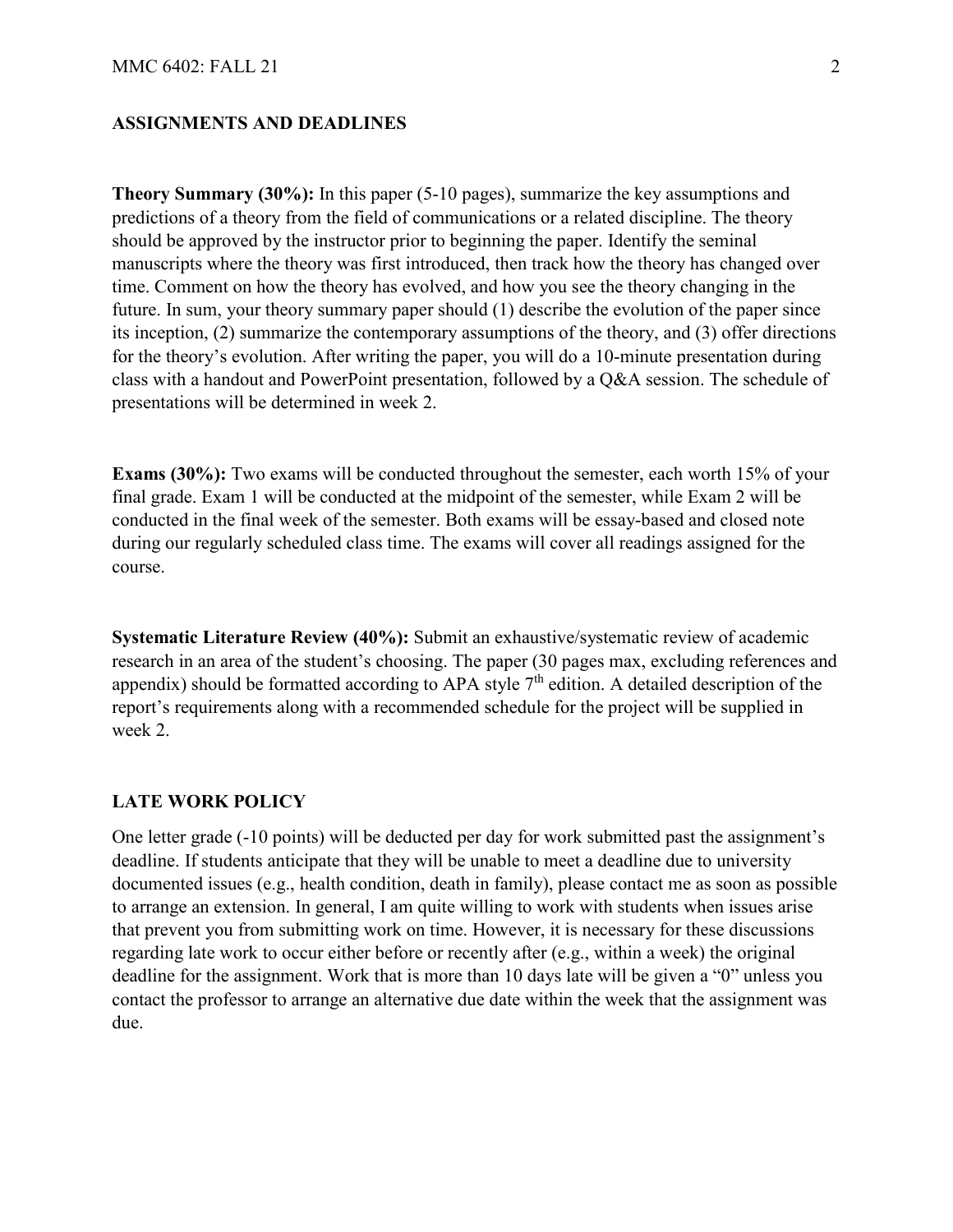## ASSIGNMENTS AND DEADLINES

**Theory Summary (30%):** In this paper (5-10 pages), summarize the key assumptions and predictions of a theory from the field of communications or a related discipline. The theory should be approved by the instructor prior to beginning the paper. Identify the seminal manuscripts where the theory was first introduced, then track how the theory has changed over time. Comment on how the theory has evolved, and how you see the theory changing in the future. In sum, your theory summary paper should (1) describe the evolution of the paper since its inception, (2) summarize the contemporary assumptions of the theory, and (3) offer directions for the theory's evolution. After writing the paper, you will do a 10-minute presentation during class with a handout and PowerPoint presentation, followed by a Q&A session. The schedule of presentations will be determined in week 2.

**Exams (30%):** Two exams will be conducted throughout the semester, each worth 15% of your final grade. Exam 1 will be conducted at the midpoint of the semester, while Exam 2 will be conducted in the final week of the semester. Both exams will be essay-based and closed note during our regularly scheduled class time. The exams will cover all readings assigned for the course.

**Systematic Literature Review (40%):** Submit an exhaustive/systematic review of academic research in an area of the student's choosing. The paper (30 pages max, excluding references and appendix) should be formatted according to APA style 7th edition. A detailed description of the report's requirements along with a recommended schedule for the project will be supplied in week 2.

## LATE WORK POLICY

One letter grade (-10 points) will be deducted per day for work submitted past the assignment's deadline. If students anticipate that they will be unable to meet a deadline due to university documented issues (e.g., health condition, death in family), please contact me as soon as possible to arrange an extension. In general, I am quite willing to work with students when issues arise that prevent you from submitting work on time. However, it is necessary for these discussions regarding late work to occur either before or recently after (e.g., within a week) the original deadline for the assignment. Work that is more than 10 days late will be given a "0" unless you contact the professor to arrange an alternative due date within the week that the assignment was due.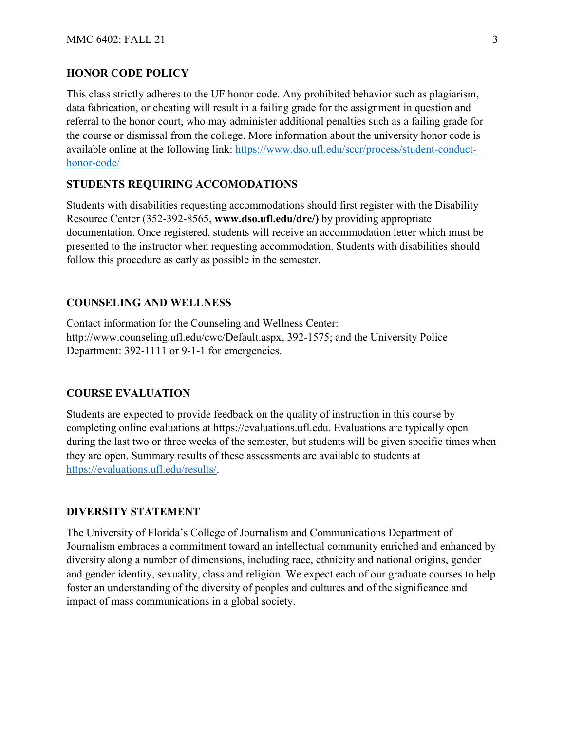## HONOR CODE POLICY

This class strictly adheres to the UF honor code. Any prohibited behavior such as plagiarism, data fabrication, or cheating will result in a failing grade for the assignment in question and referral to the honor court, who may administer additional penalties such as a failing grade for the course or dismissal from the college. More information about the university honor code is available online at the following link: [https://www.dso.ufl.edu/sccr/process/student-conduct-honor-code/](https://www.dso.ufl.edu/sccr/process/student-conduct-honor-code/)

## STUDENTS REQUIRING ACCOMODATIONS

Students with disabilities requesting accommodations should first register with the Disability Resource Center (352-392-8565, **www.dso.ufl.edu/drc/)** by providing appropriate documentation. Once registered, students will receive an accommodation letter which must be presented to the instructor when requesting accommodation. Students with disabilities should follow this procedure as early as possible in the semester.

## COUNSELING AND WELLNESS

Contact information for the Counseling and Wellness Center: http://www.counseling.ufl.edu/cwc/Default.aspx, 392-1575; and the University Police Department: 392-1111 or 9-1-1 for emergencies.

## COURSE EVALUATION

Students are expected to provide feedback on the quality of instruction in this course by completing online evaluations at https://evaluations.ufl.edu. Evaluations are typically open during the last two or three weeks of the semester, but students will be given specific times when they are open. Summary results of these assessments are available to students at [https://evaluations.ufl.edu/results/](https://evaluations.ufl.edu/results/).

## DIVERSITY STATEMENT

The University of Florida's College of Journalism and Communications Department of Journalism embraces a commitment toward an intellectual community enriched and enhanced by diversity along a number of dimensions, including race, ethnicity and national origins, gender and gender identity, sexuality, class and religion. We expect each of our graduate courses to help foster an understanding of the diversity of peoples and cultures and of the significance and impact of mass communications in a global society.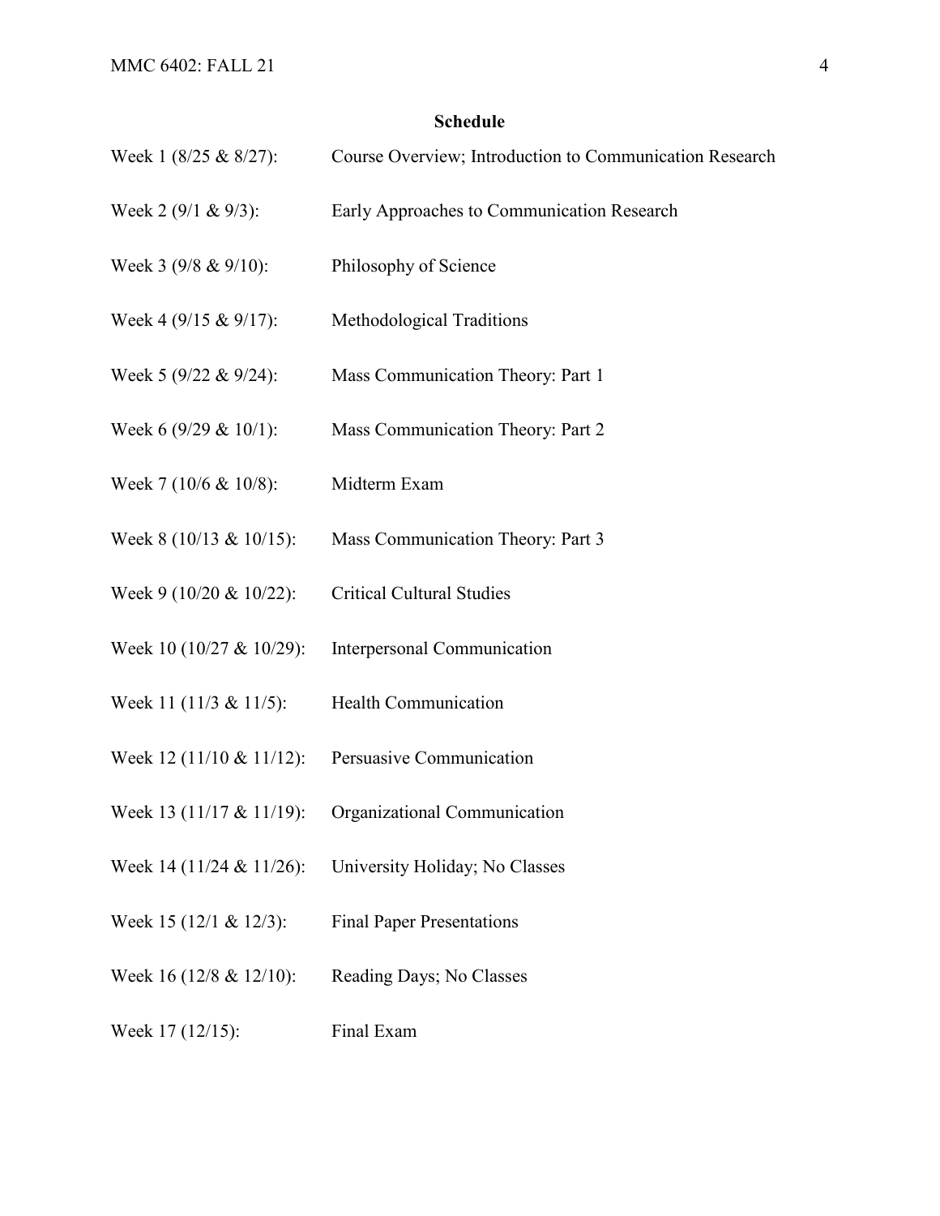## Schedule

| | |
|---|---|
| Week 1 (8/25 & 8/27): | Course Overview; Introduction to Communication Research |
| Week 2 (9/1 & 9/3): | Early Approaches to Communication Research |
| Week 3 (9/8 & 9/10): | Philosophy of Science |
| Week 4 (9/15 & 9/17): | Methodological Traditions |
| Week 5 (9/22 & 9/24): | Mass Communication Theory: Part 1 |
| Week 6 (9/29 & 10/1): | Mass Communication Theory: Part 2 |
| Week 7 (10/6 & 10/8): | Midterm Exam |
| Week 8 (10/13 & 10/15): | Mass Communication Theory: Part 3 |
| Week 9 (10/20 & 10/22): | Critical Cultural Studies |
| Week 10 (10/27 & 10/29): | Interpersonal Communication |
| Week 11 (11/3 & 11/5): | Health Communication |
| Week 12 (11/10 & 11/12): | Persuasive Communication |
| Week 13 (11/17 & 11/19): | Organizational Communication |
| Week 14 (11/24 & 11/26): | University Holiday; No Classes |
| Week 15 (12/1 & 12/3): | Final Paper Presentations |
| Week 16 (12/8 & 12/10): | Reading Days; No Classes |
| Week 17 (12/15): | Final Exam |